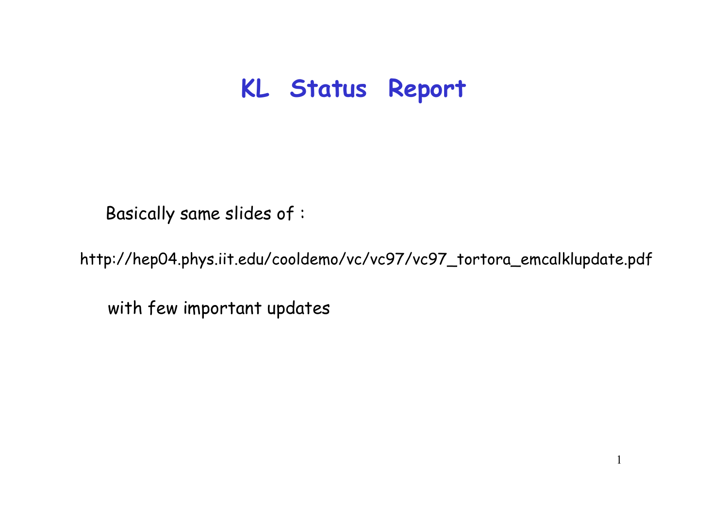# KL Status Report

Basically same slides of :

http://hep04.phys.iit.edu/cooldemo/vc/vc97/vc97_tortora_emcalklupdate.pdf

with few important updates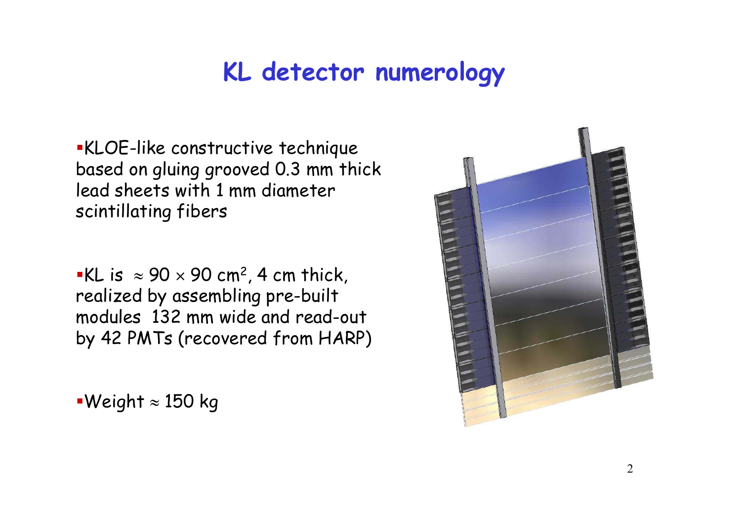# KL detector numerology

- KLOE-like constructive technique based on gluing grooved 0.3 mm thick lead sheets with 1 mm diameter scintillating fibers

- KL is $\approx 90 \times 90$ cm$^2$, 4 cm thick, realized by assembling pre-built modules 132 mm wide and read-out by 42 PMTs (recovered from HARP)

- Weight $\approx$ 150 kg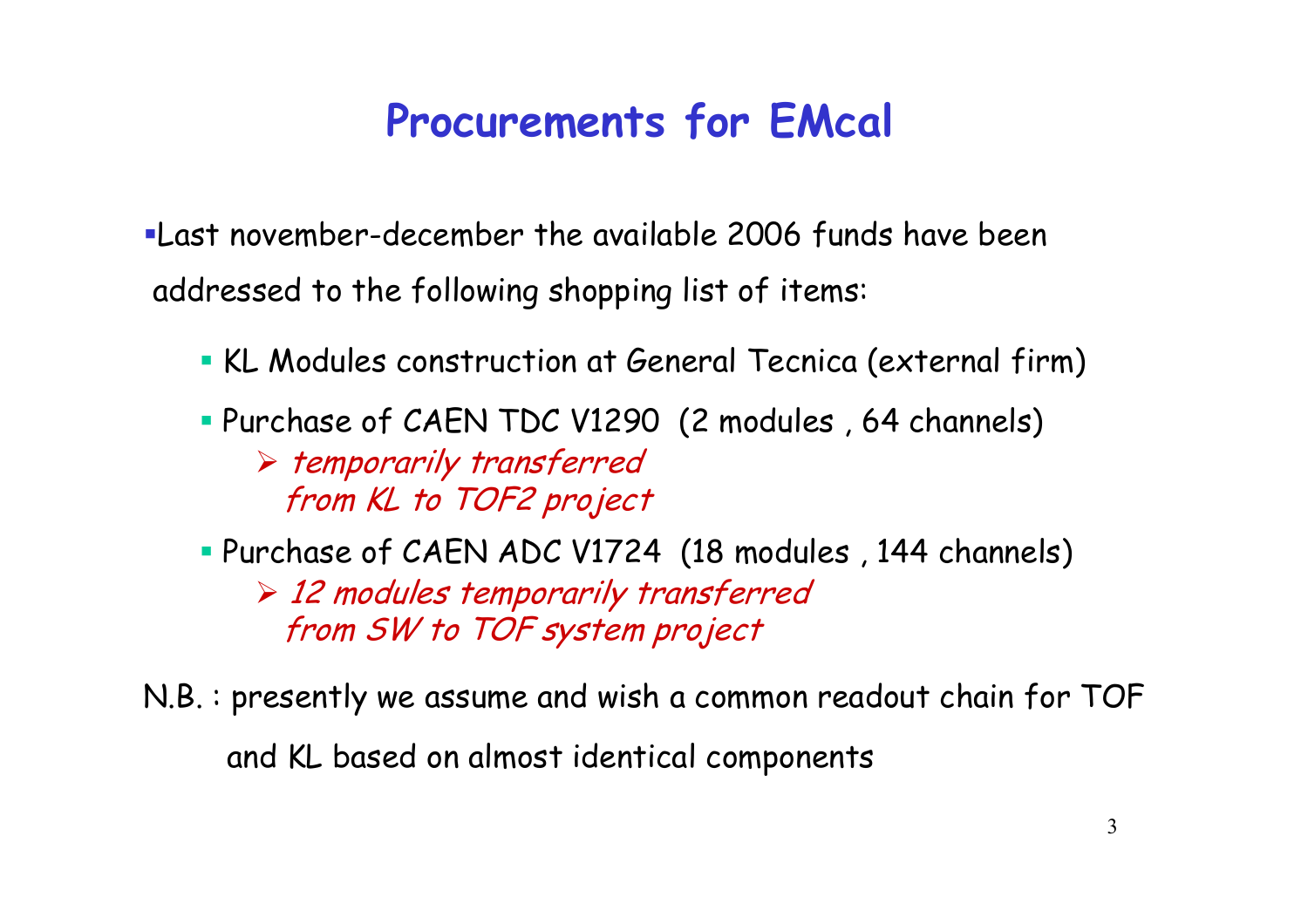# Procurements for EMcal

- Last november-december the available 2006 funds have been addressed to the following shopping list of items:
  - KL Modules construction at General Tecnica (external firm)
  - Purchase of CAEN TDC V1290 (2 modules , 64 channels)
    - *temporarily transferred from KL to TOF2 project*
  - Purchase of CAEN ADC V1724 (18 modules , 144 channels)
    - *12 modules temporarily transferred from SW to TOF system project*

N.B. : presently we assume and wish a common readout chain for TOF and KL based on almost identical components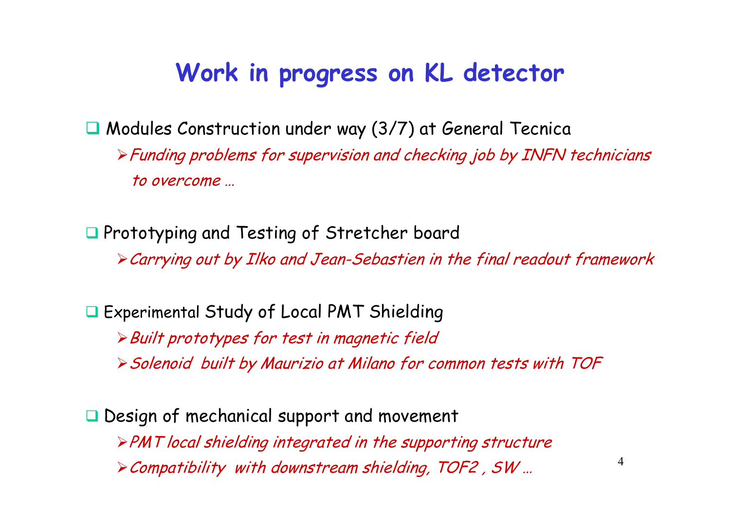# Work in progress on KL detector

- Modules Construction under way (3/7) at General Tecnica
  - *Funding problems for supervision and checking job by INFN technicians to overcome …*

- Prototyping and Testing of Stretcher board
  - *Carrying out by Ilko and Jean-Sebastien in the final readout framework*

- Experimental Study of Local PMT Shielding
  - *Built prototypes for test in magnetic field*
  - *Solenoid built by Maurizio at Milano for common tests with TOF*

- Design of mechanical support and movement
  - *PMT local shielding integrated in the supporting structure*
  - *Compatibility with downstream shielding, TOF2 , SW …*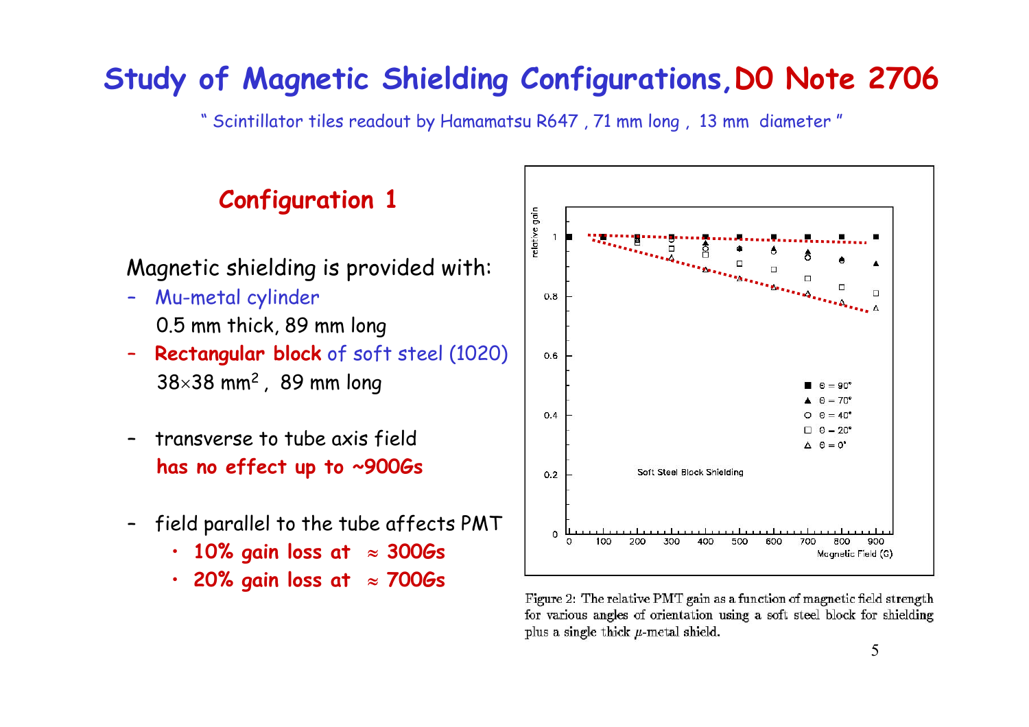# Study of Magnetic Shielding Configurations, D0 Note 2706

" Scintillator tiles readout by Hamamatsu R647 , 71 mm long , 13 mm diameter "

## Configuration 1

Magnetic shielding is provided with:

- Mu-metal cylinder
  0.5 mm thick, 89 mm long
- **Rectangular block** of soft steel (1020)
  $38 \times 38$ mm$^2$ , 89 mm long

- transverse to tube axis field
  **has no effect up to ~900Gs**

- field parallel to the tube affects PMT
  - **10% gain loss at $\approx$ 300Gs**
  - **20% gain loss at $\approx$ 700Gs**

Figure 2: The relative PMT gain as a function of magnetic field strength for various angles of orientation using a soft steel block for shielding plus a single thick $\mu$-metal shield.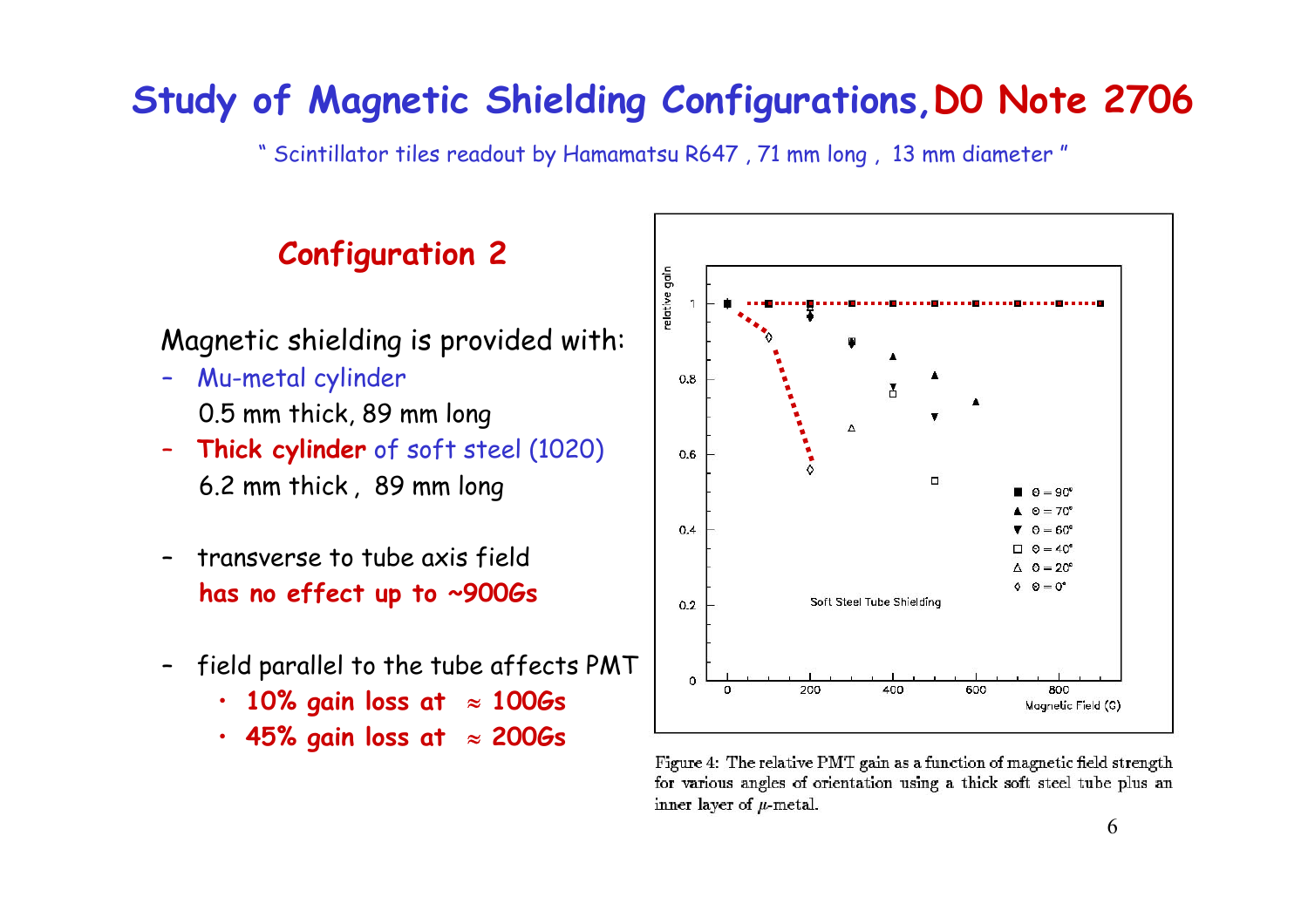# Study of Magnetic Shielding Configurations, D0 Note 2706

" Scintillator tiles readout by Hamamatsu R647 , 71 mm long , 13 mm diameter "

## Configuration 2

Magnetic shielding is provided with:

- Mu-metal cylinder
  0.5 mm thick, 89 mm long
- **Thick cylinder** of soft steel (1020)
  6.2 mm thick , 89 mm long

- transverse to tube axis field
  **has no effect up to ~900Gs**

- field parallel to the tube affects PMT
  - **10% gain loss at $\approx$ 100Gs**
  - **45% gain loss at $\approx$ 200Gs**

Figure 4: The relative PMT gain as a function of magnetic field strength for various angles of orientation using a thick soft steel tube plus an inner layer of $\mu$-metal.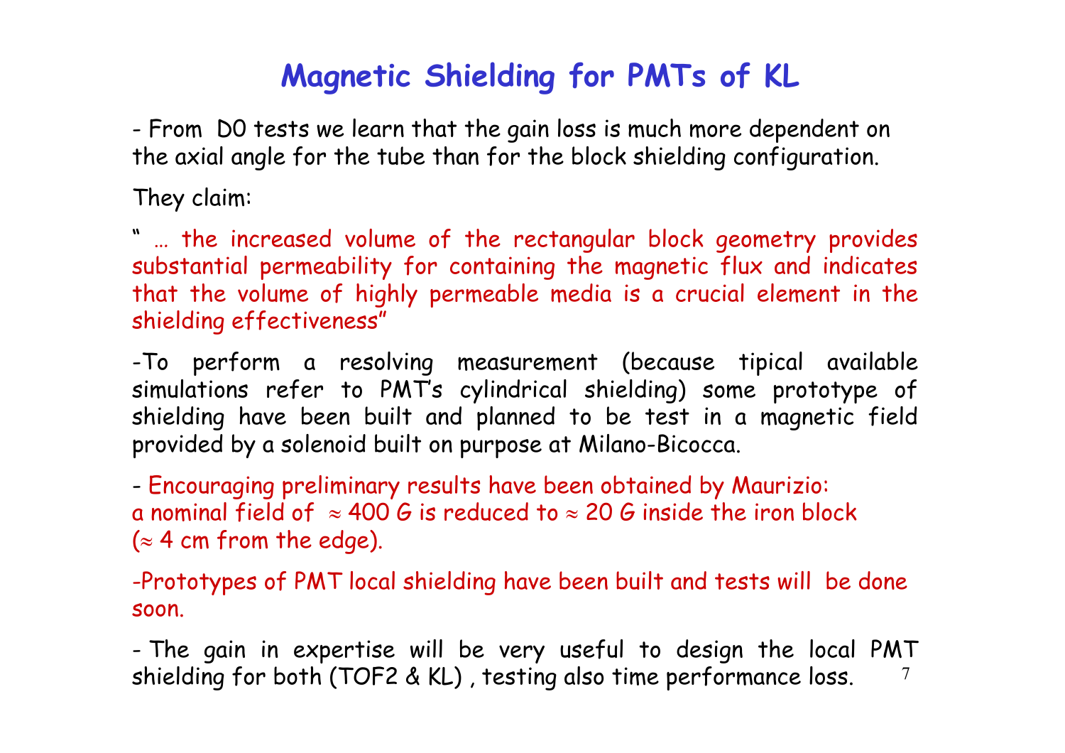# Magnetic Shielding for PMTs of KL

- From D0 tests we learn that the gain loss is much more dependent on the axial angle for the tube than for the block shielding configuration.

They claim:

" … the increased volume of the rectangular block geometry provides substantial permeability for containing the magnetic flux and indicates that the volume of highly permeable media is a crucial element in the shielding effectiveness"

-To perform a resolving measurement (because tipical available simulations refer to PMT's cylindrical shielding) some prototype of shielding have been built and planned to be test in a magnetic field provided by a solenoid built on purpose at Milano-Bicocca.

- Encouraging preliminary results have been obtained by Maurizio: a nominal field of $\approx$ 400 G is reduced to $\approx$ 20 G inside the iron block ($\approx$ 4 cm from the edge).

-Prototypes of PMT local shielding have been built and tests will be done soon.

- The gain in expertise will be very useful to design the local PMT shielding for both (TOF2 & KL) , testing also time performance loss.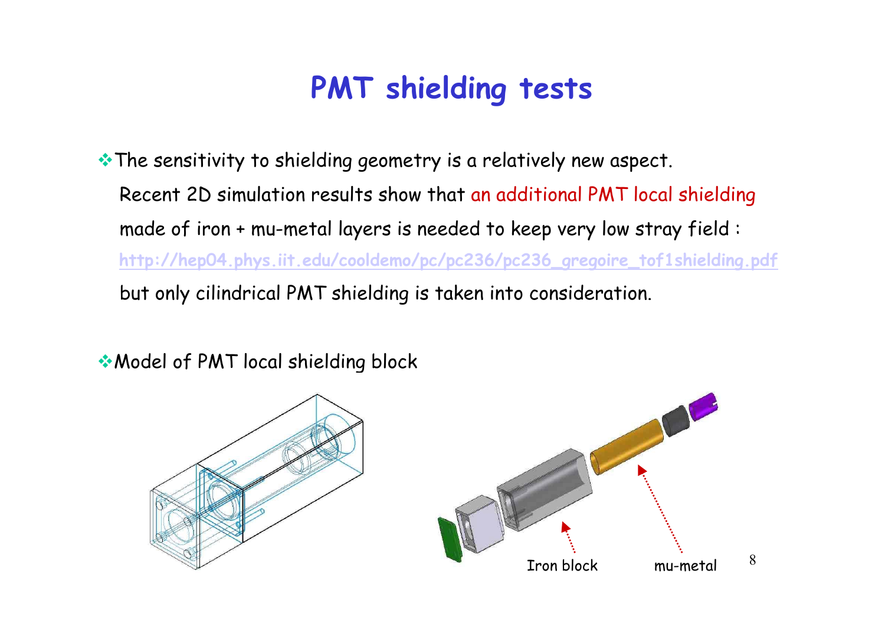# PMT shielding tests

- The sensitivity to shielding geometry is a relatively new aspect.
  Recent 2D simulation results show that an additional PMT local shielding made of iron + mu-metal layers is needed to keep very low stray field :
  http://hep04.phys.iit.edu/cooldemo/pc/pc236/pc236_gregoire_tof1shielding.pdf
  but only cilindrical PMT shielding is taken into consideration.

- Model of PMT local shielding block

Iron block

mu-metal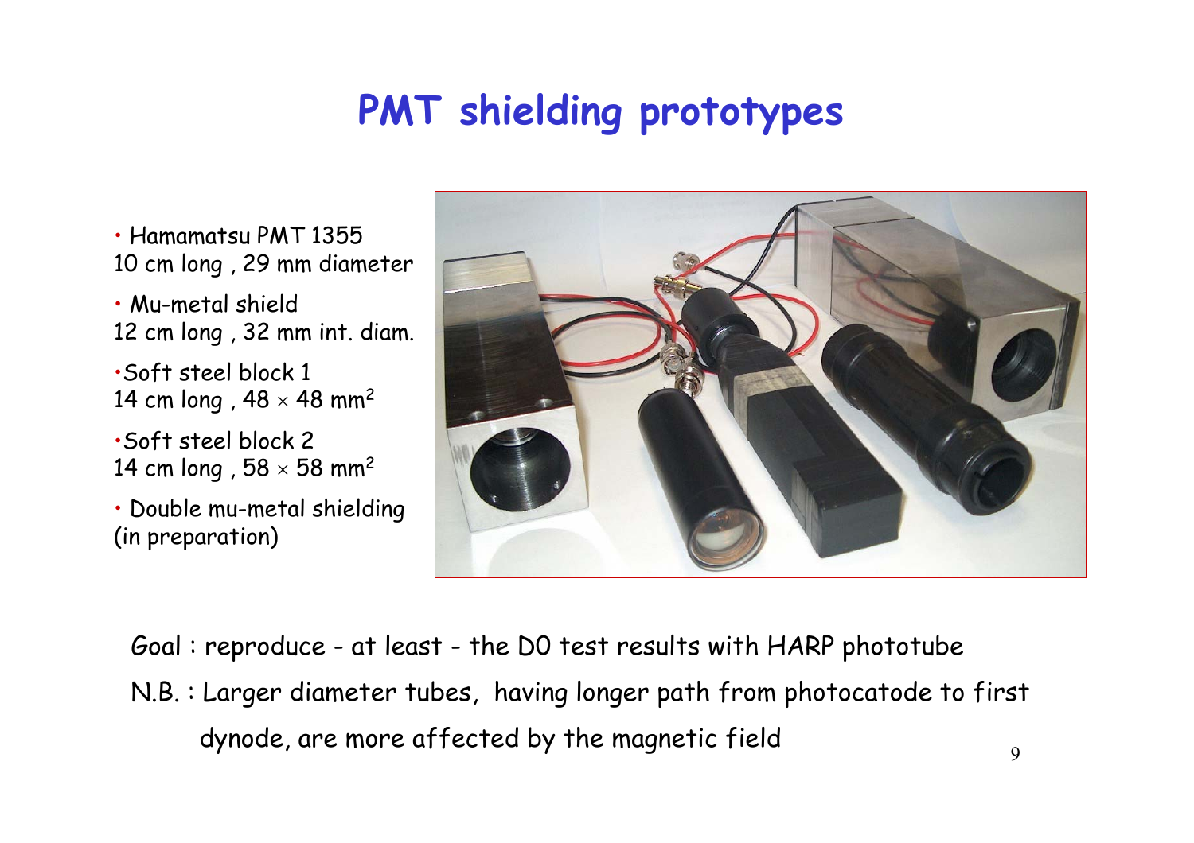# PMT shielding prototypes

- Hamamatsu PMT 1355
  10 cm long , 29 mm diameter
- Mu-metal shield
  12 cm long , 32 mm int. diam.
- Soft steel block 1
  14 cm long , 48 × 48 $mm^2$
- Soft steel block 2
  14 cm long , 58 × 58 $mm^2$
- Double mu-metal shielding
  (in preparation)

Goal : reproduce - at least - the D0 test results with HARP phototube

N.B. : Larger diameter tubes, having longer path from photocatode to first dynode, are more affected by the magnetic field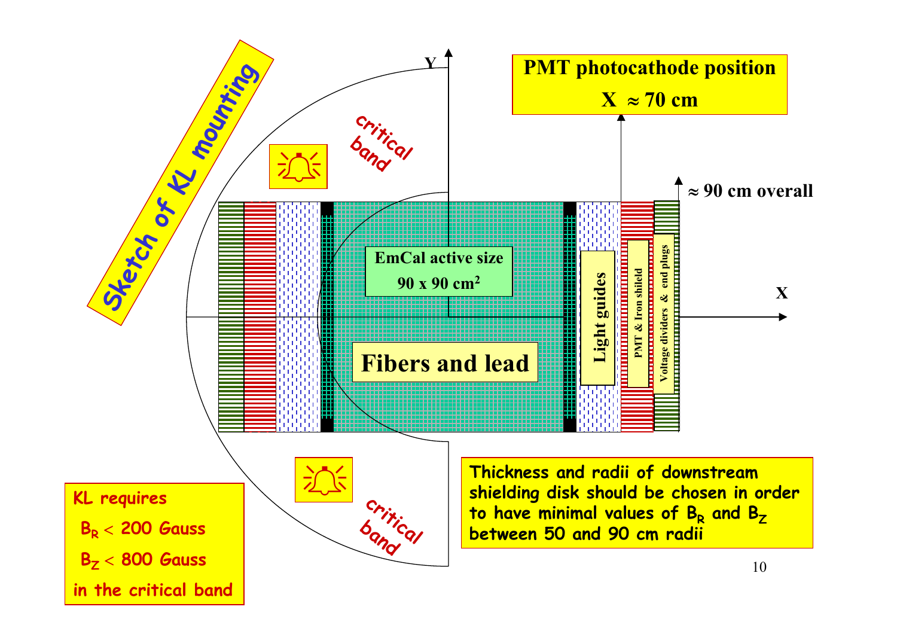# Sketch of KL mounting

**PMT photocathode position**

**X ≈ 70 cm**

≈ 90 cm overall

critical band

critical band

EmCal active size

90 x 90 cm$^2$

Fibers and lead

Light guides

PMT & Iron shield

Voltage dividers & end plugs

Y

X

Thickness and radii of downstream shielding disk should be chosen in order to have minimal values of $B_R$ and $B_Z$ between 50 and 90 cm radii

KL requires

$B_R$ < 200 Gauss

$B_Z$ < 800 Gauss

in the critical band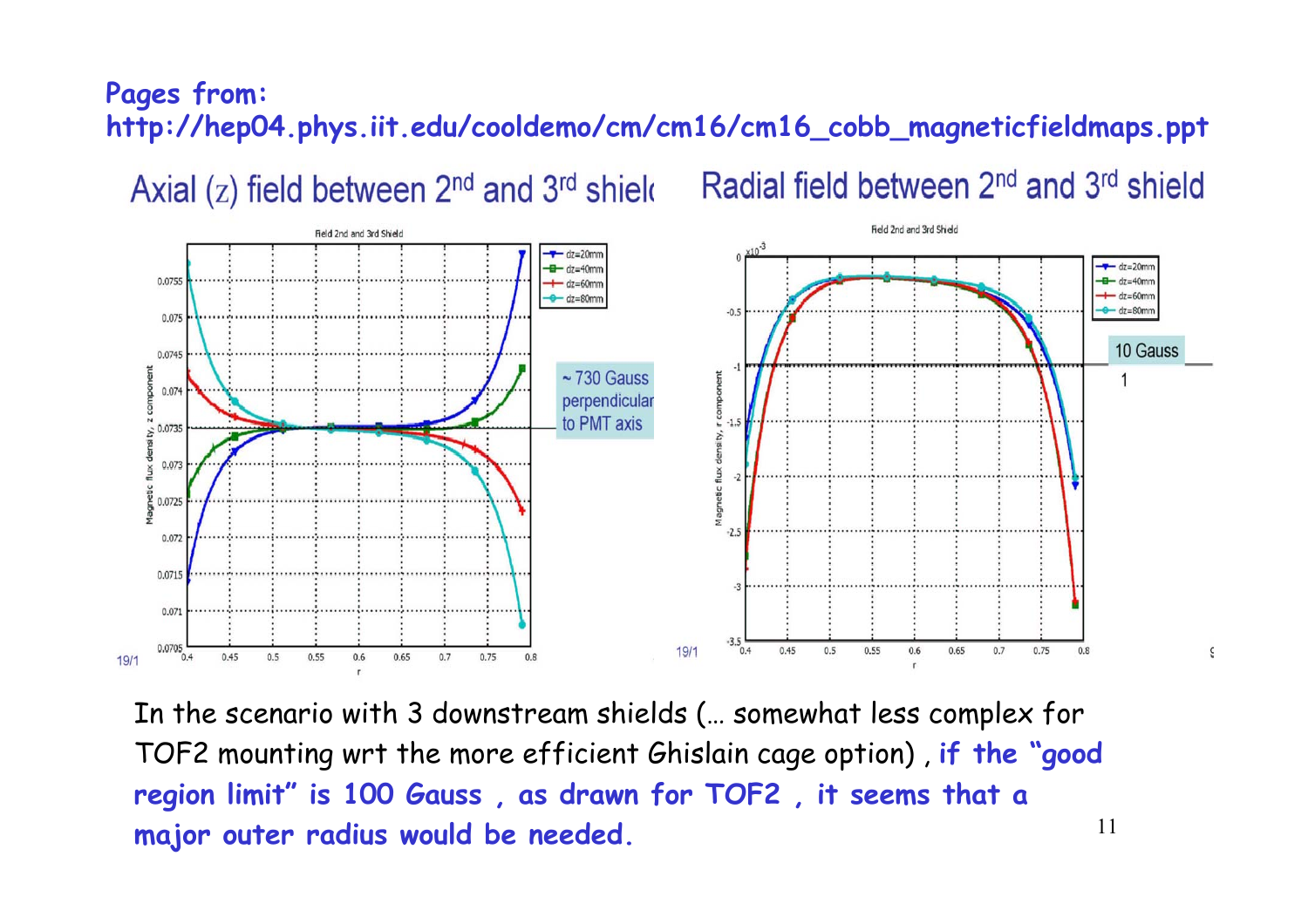**Pages from:**
**http://hep04.phys.iit.edu/cooldemo/cm/cm16/cm16_cobb_magneticfieldmaps.ppt**

Axial (z) field between 2[nd] and 3[rd] shield

Field 2nd and 3rd Shield

~ 730 Gauss perpendicular to PMT axis

Radial field between 2[nd] and 3[rd] shield

Field 2nd and 3rd Shield

10 Gauss

In the scenario with 3 downstream shields (… somewhat less complex for TOF2 mounting wrt the more efficient Ghislain cage option) , **if the "good region limit" is 100 Gauss , as drawn for TOF2 , it seems that a major outer radius would be needed.**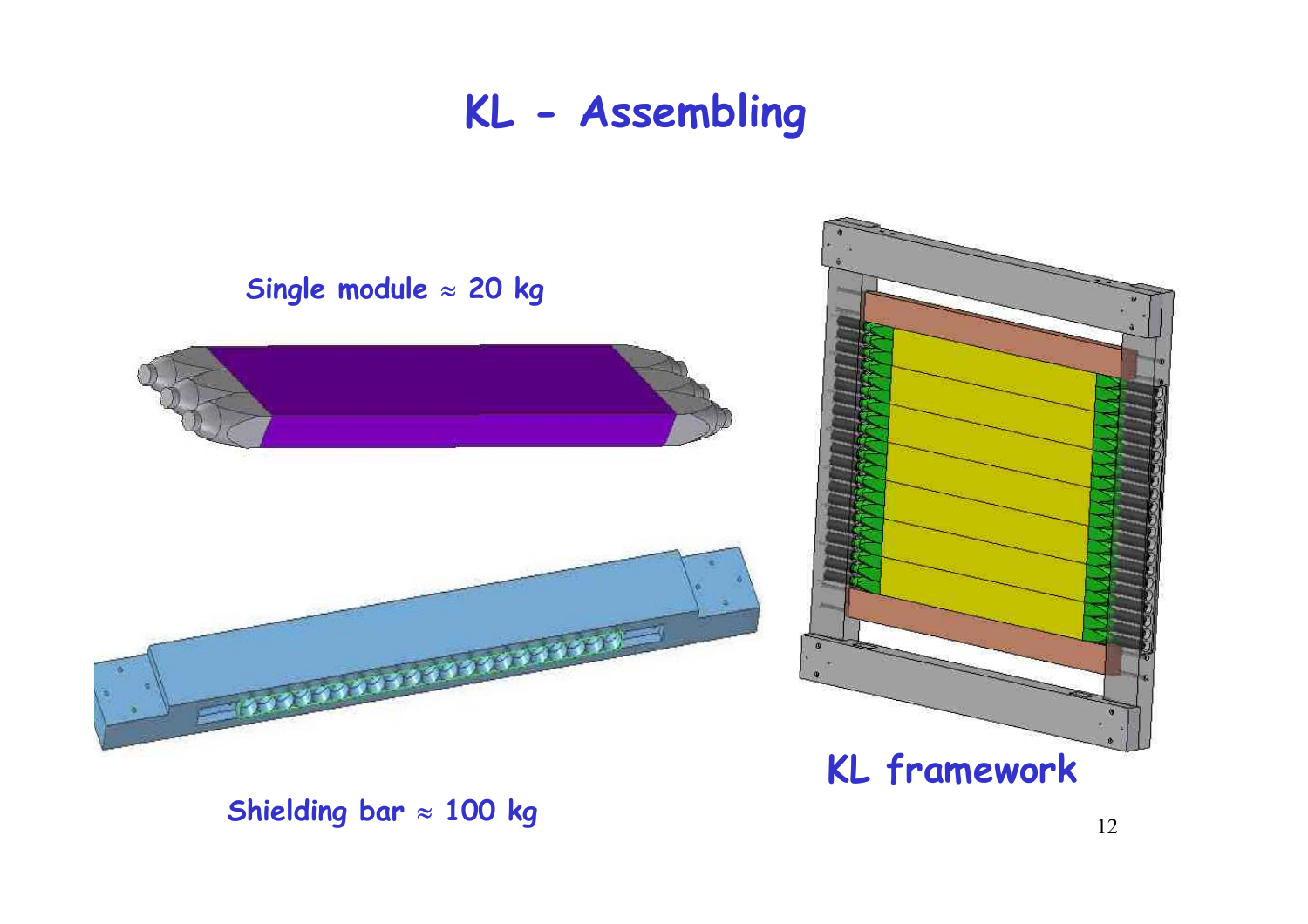# KL - Assembling

Single module $\approx$ 20 kg

Shielding bar $\approx$ 100 kg

KL framework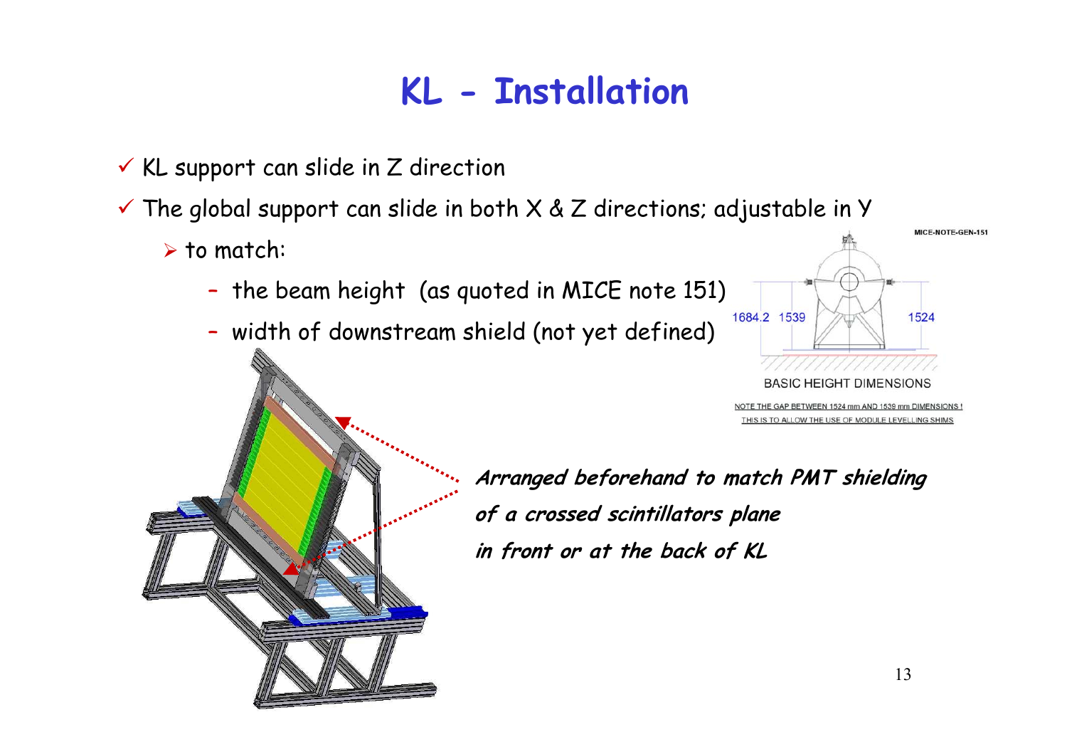# KL - Installation

- ✓ KL support can slide in Z direction
- ✓ The global support can slide in both X & Z directions; adjustable in Y
  - ➢ to match:
    - – the beam height (as quoted in MICE note 151)
    - – width of downstream shield (not yet defined)

MICE-NOTE-GEN-151

1684.2 1539 1524

BASIC HEIGHT DIMENSIONS

NOTE THE GAP BETWEEN 1524 mm AND 1539 mm DIMENSIONS !
THIS IS TO ALLOW THE USE OF MODULE LEVELLING SHIMS

***Arranged beforehand to match PMT shielding of a crossed scintillators plane in front or at the back of KL***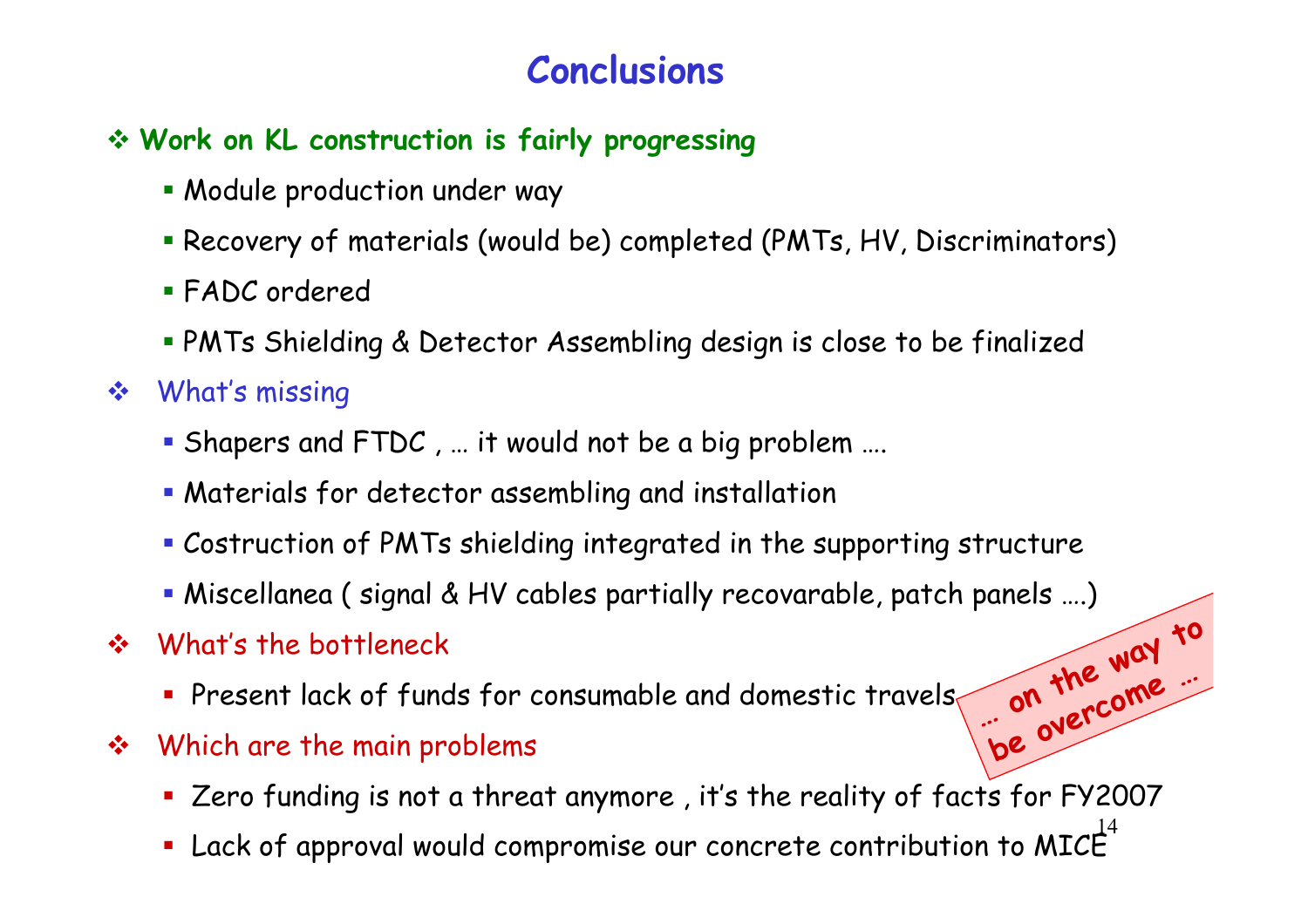# Conclusions

- **Work on KL construction is fairly progressing**
  - Module production under way
  - Recovery of materials (would be) completed (PMTs, HV, Discriminators)
  - FADC ordered
  - PMTs Shielding & Detector Assembling design is close to be finalized
- What's missing
  - Shapers and FTDC , … it would not be a big problem ….
  - Materials for detector assembling and installation
  - Costruction of PMTs shielding integrated in the supporting structure
  - Miscellanea ( signal & HV cables partially recovarable, patch panels ….)
- What's the bottleneck
  - Present lack of funds for consumable and domestic travels
- Which are the main problems
  - Zero funding is not a threat anymore , it's the reality of facts for FY2007
  - Lack of approval would compromise our concrete contribution to MICE

… on the way to be overcome …